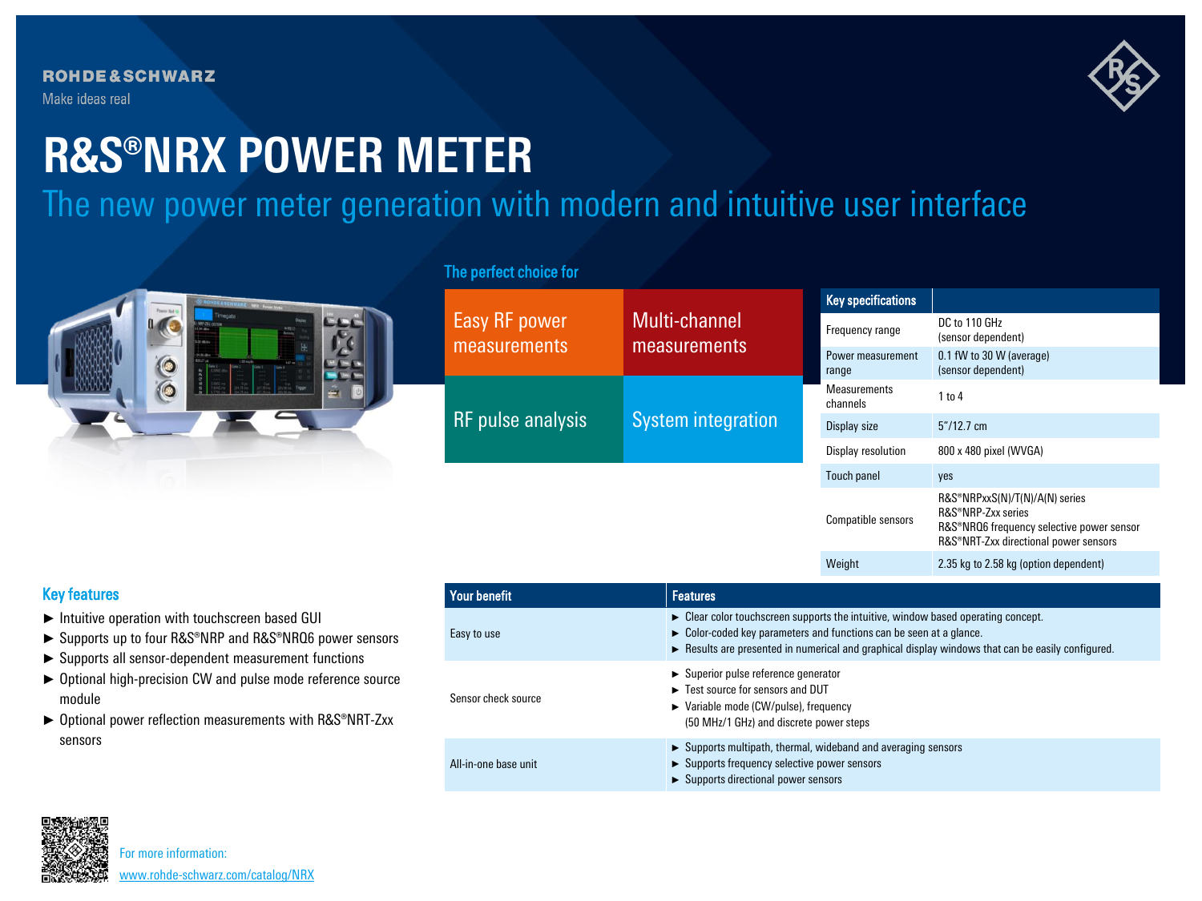ROHDE&SCHWARZ

Make ideas real

# R&S®NRX POWER METER

## The new power meter generation with modern and intuitive user interface

### The perfect choice for

| Easy RF power measurements | Multi-channel measurements |
|---|---|
| RF pulse analysis | System integration |

| Key specifications | |
|---|---|
| Frequency range | DC to 110 GHz (sensor dependent) |
| Power measurement range | 0.1 fW to 30 W (average) (sensor dependent) |
| Measurements channels | 1 to 4 |
| Display size | 5"/12.7 cm |
| Display resolution | 800 x 480 pixel (WVGA) |
| Touch panel | yes |
| Compatible sensors | R&S®NRPxxS(N)/T(N)/A(N) series<br>R&S®NRP-Zxx series<br>R&S®NRQ6 frequency selective power sensor<br>R&S®NRT-Zxx directional power sensors |
| Weight | 2.35 kg to 2.58 kg (option dependent) |

### Key features

- ► Intuitive operation with touchscreen based GUI
- ► Supports up to four R&S®NRP and R&S®NRQ6 power sensors
- ► Supports all sensor-dependent measurement functions
- ► Optional high-precision CW and pulse mode reference source module
- ► Optional power reflection measurements with R&S®NRT-Zxx sensors

| Your benefit | Features |
|---|---|
| Easy to use | ► Clear color touchscreen supports the intuitive, window based operating concept.<br>► Color-coded key parameters and functions can be seen at a glance.<br>► Results are presented in numerical and graphical display windows that can be easily configured. |
| Sensor check source | ► Superior pulse reference generator<br>► Test source for sensors and DUT<br>► Variable mode (CW/pulse), frequency (50 MHz/1 GHz) and discrete power steps |
| All-in-one base unit | ► Supports multipath, thermal, wideband and averaging sensors<br>► Supports frequency selective power sensors<br>► Supports directional power sensors |

For more information:
www.rohde-schwarz.com/catalog/NRX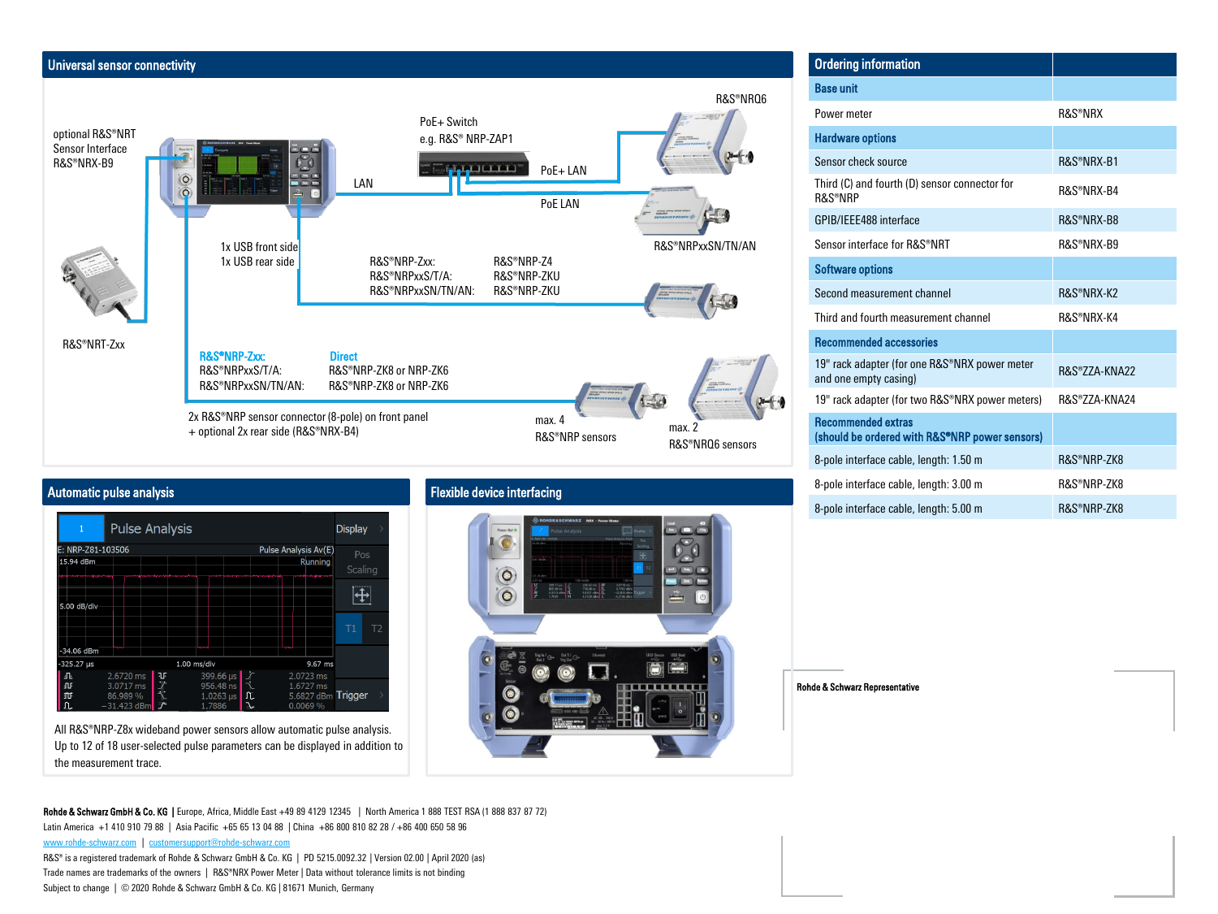## Universal sensor connectivity

optional R&S®NRT Sensor Interface R&S®NRX-B9

R&S®NRT-Zxx

LAN

PoE+ Switch e.g. R&S® NRP-ZAP1

PoE+ LAN

PoE LAN

R&S®NRQ6

R&S®NRPxxSN/TN/AN

1x USB front side
1x USB rear side

R&S®NRP-Zxx: R&S®NRP-Z4
R&S®NRPxxS/T/A: R&S®NRP-ZKU
R&S®NRPxxSN/TN/AN: R&S®NRP-ZKU

**R&S®NRP-Zxx:** **Direct**
R&S®NRPxxS/T/A: R&S®NRP-ZK8 or NRP-ZK6
R&S®NRPxxSN/TN/AN: R&S®NRP-ZK8 or NRP-ZK6

2x R&S®NRP sensor connector (8-pole) on front panel
+ optional 2x rear side (R&S®NRX-B4)

max. 4
R&S®NRP sensors

max. 2
R&S®NRQ6 sensors

## Automatic pulse analysis

All R&S®NRP-Z8x wideband power sensors allow automatic pulse analysis. Up to 12 of 18 user-selected pulse parameters can be displayed in addition to the measurement trace.

## Flexible device interfacing

## Ordering information

| Ordering information | |
|---|---|
| **Base unit** | |
| Power meter | R&S®NRX |
| **Hardware options** | |
| Sensor check source | R&S®NRX-B1 |
| Third (C) and fourth (D) sensor connector for R&S®NRP | R&S®NRX-B4 |
| GPIB/IEEE488 interface | R&S®NRX-B8 |
| Sensor interface for R&S®NRT | R&S®NRX-B9 |
| **Software options** | |
| Second measurement channel | R&S®NRX-K2 |
| Third and fourth measurement channel | R&S®NRX-K4 |
| **Recommended accessories** | |
| 19" rack adapter (for one R&S®NRX power meter and one empty casing) | R&S®ZZA-KNA22 |
| 19" rack adapter (for two R&S®NRX power meters) | R&S®ZZA-KNA24 |
| **Recommended extras (should be ordered with R&S®NRP power sensors)** | |
| 8-pole interface cable, length: 1.50 m | R&S®NRP-ZK8 |
| 8-pole interface cable, length: 3.00 m | R&S®NRP-ZK8 |
| 8-pole interface cable, length: 5.00 m | R&S®NRP-ZK8 |

**Rohde & Schwarz Representative**

**Rohde & Schwarz GmbH & Co. KG** | Europe, Africa, Middle East +49 89 4129 12345 | North America 1 888 TEST RSA (1 888 837 87 72)
Latin America +1 410 910 79 88 | Asia Pacific +65 65 13 04 88 | China +86 800 810 82 28 / +86 400 650 58 96
www.rohde-schwarz.com | customersupport@rohde-schwarz.com
R&S® is a registered trademark of Rohde & Schwarz GmbH & Co. KG | PD 5215.0092.32 | Version 02.00 | April 2020 (as)
Trade names are trademarks of the owners | R&S®NRX Power Meter | Data without tolerance limits is not binding
Subject to change | © 2020 Rohde & Schwarz GmbH & Co. KG | 81671 Munich, Germany